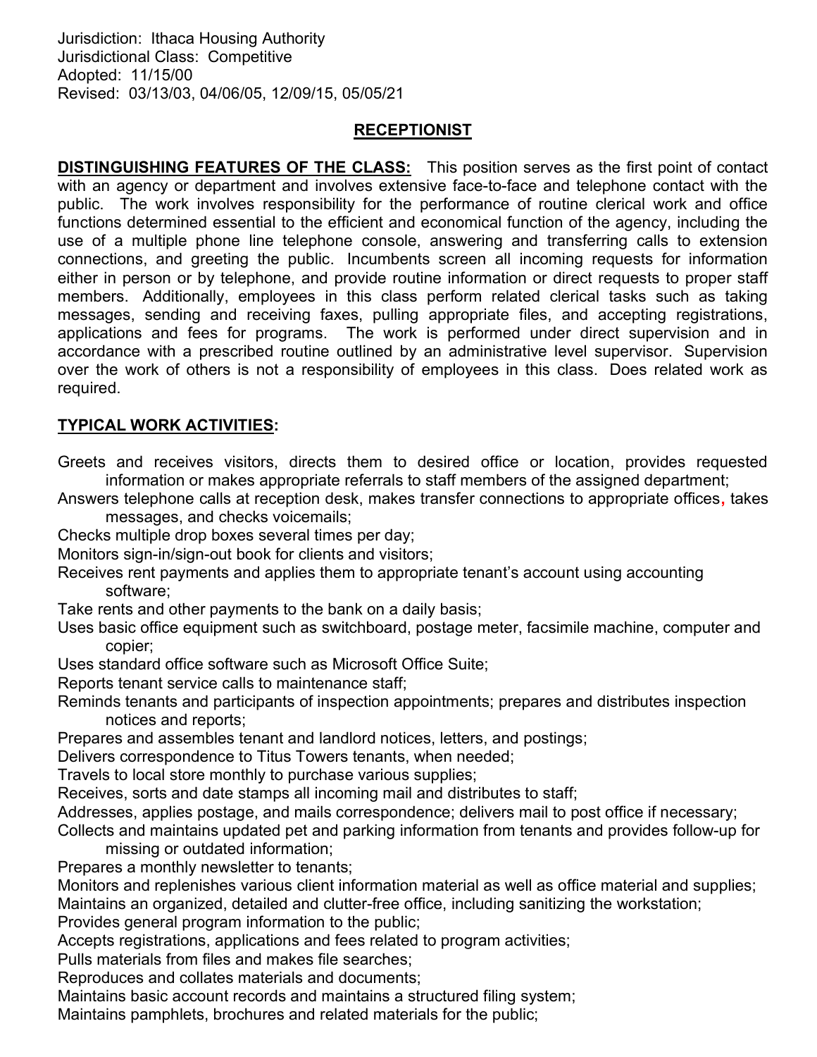Jurisdiction: Ithaca Housing Authority
Jurisdictional Class: Competitive
Adopted: 11/15/00
Revised: 03/13/03, 04/06/05, 12/09/15, 05/05/21

# RECEPTIONIST

**DISTINGUISHING FEATURES OF THE CLASS:** This position serves as the first point of contact with an agency or department and involves extensive face-to-face and telephone contact with the public. The work involves responsibility for the performance of routine clerical work and office functions determined essential to the efficient and economical function of the agency, including the use of a multiple phone line telephone console, answering and transferring calls to extension connections, and greeting the public. Incumbents screen all incoming requests for information either in person or by telephone, and provide routine information or direct requests to proper staff members. Additionally, employees in this class perform related clerical tasks such as taking messages, sending and receiving faxes, pulling appropriate files, and accepting registrations, applications and fees for programs. The work is performed under direct supervision and in accordance with a prescribed routine outlined by an administrative level supervisor. Supervision over the work of others is not a responsibility of employees in this class. Does related work as required.

**TYPICAL WORK ACTIVITIES:**

Greets and receives visitors, directs them to desired office or location, provides requested information or makes appropriate referrals to staff members of the assigned department;
Answers telephone calls at reception desk, makes transfer connections to appropriate offices, takes messages, and checks voicemails;
Checks multiple drop boxes several times per day;
Monitors sign-in/sign-out book for clients and visitors;
Receives rent payments and applies them to appropriate tenant's account using accounting software;
Take rents and other payments to the bank on a daily basis;
Uses basic office equipment such as switchboard, postage meter, facsimile machine, computer and copier;
Uses standard office software such as Microsoft Office Suite;
Reports tenant service calls to maintenance staff;
Reminds tenants and participants of inspection appointments; prepares and distributes inspection notices and reports;
Prepares and assembles tenant and landlord notices, letters, and postings;
Delivers correspondence to Titus Towers tenants, when needed;
Travels to local store monthly to purchase various supplies;
Receives, sorts and date stamps all incoming mail and distributes to staff;
Addresses, applies postage, and mails correspondence; delivers mail to post office if necessary;
Collects and maintains updated pet and parking information from tenants and provides follow-up for missing or outdated information;
Prepares a monthly newsletter to tenants;
Monitors and replenishes various client information material as well as office material and supplies;
Maintains an organized, detailed and clutter-free office, including sanitizing the workstation;
Provides general program information to the public;
Accepts registrations, applications and fees related to program activities;
Pulls materials from files and makes file searches;
Reproduces and collates materials and documents;
Maintains basic account records and maintains a structured filing system;
Maintains pamphlets, brochures and related materials for the public;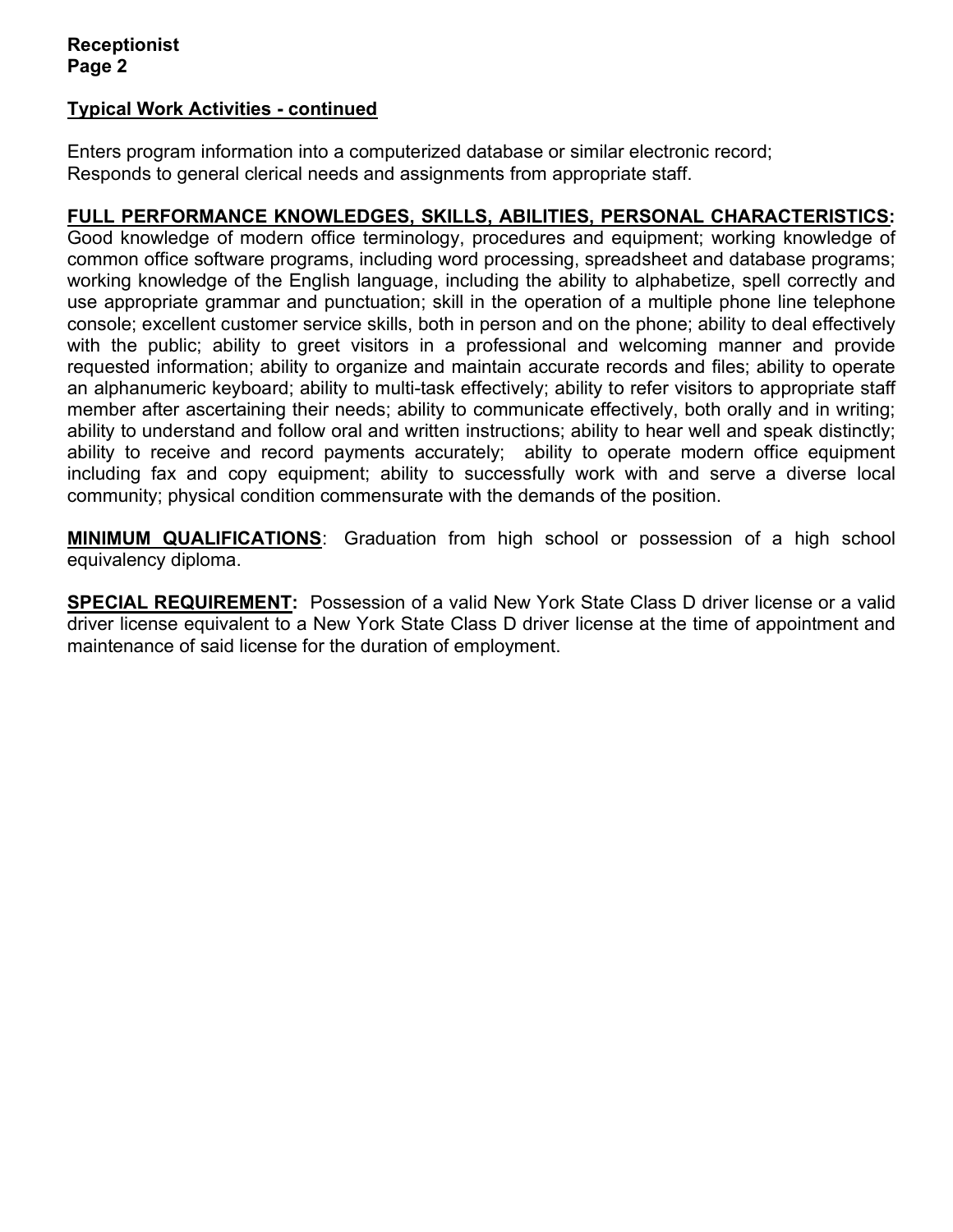## Typical Work Activities - continued

Enters program information into a computerized database or similar electronic record;
Responds to general clerical needs and assignments from appropriate staff.

**FULL PERFORMANCE KNOWLEDGES, SKILLS, ABILITIES, PERSONAL CHARACTERISTICS:** Good knowledge of modern office terminology, procedures and equipment; working knowledge of common office software programs, including word processing, spreadsheet and database programs; working knowledge of the English language, including the ability to alphabetize, spell correctly and use appropriate grammar and punctuation; skill in the operation of a multiple phone line telephone console; excellent customer service skills, both in person and on the phone; ability to deal effectively with the public; ability to greet visitors in a professional and welcoming manner and provide requested information; ability to organize and maintain accurate records and files; ability to operate an alphanumeric keyboard; ability to multi-task effectively; ability to refer visitors to appropriate staff member after ascertaining their needs; ability to communicate effectively, both orally and in writing; ability to understand and follow oral and written instructions; ability to hear well and speak distinctly; ability to receive and record payments accurately; ability to operate modern office equipment including fax and copy equipment; ability to successfully work with and serve a diverse local community; physical condition commensurate with the demands of the position.

**MINIMUM QUALIFICATIONS**: Graduation from high school or possession of a high school equivalency diploma.

**SPECIAL REQUIREMENT:** Possession of a valid New York State Class D driver license or a valid driver license equivalent to a New York State Class D driver license at the time of appointment and maintenance of said license for the duration of employment.